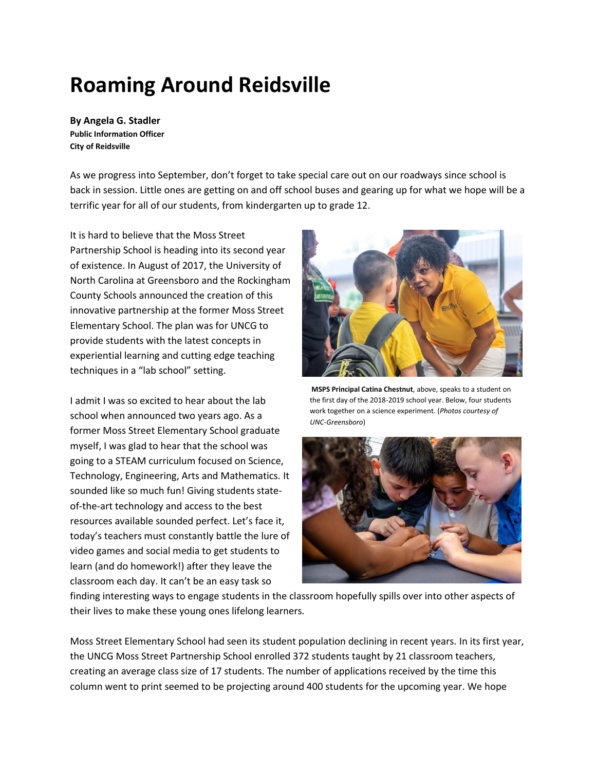# Roaming Around Reidsville

**By Angela G. Stadler**
**Public Information Officer**
**City of Reidsville**

As we progress into September, don't forget to take special care out on our roadways since school is back in session. Little ones are getting on and off school buses and gearing up for what we hope will be a terrific year for all of our students, from kindergarten up to grade 12.

It is hard to believe that the Moss Street Partnership School is heading into its second year of existence. In August of 2017, the University of North Carolina at Greensboro and the Rockingham County Schools announced the creation of this innovative partnership at the former Moss Street Elementary School. The plan was for UNCG to provide students with the latest concepts in experiential learning and cutting edge teaching techniques in a "lab school" setting.

**MSPS Principal Catina Chestnut**, above, speaks to a student on the first day of the 2018-2019 school year. Below, four students work together on a science experiment. (*Photos courtesy of UNC-Greensboro*)

I admit I was so excited to hear about the lab school when announced two years ago. As a former Moss Street Elementary School graduate myself, I was glad to hear that the school was going to a STEAM curriculum focused on Science, Technology, Engineering, Arts and Mathematics. It sounded like so much fun! Giving students state-of-the-art technology and access to the best resources available sounded perfect. Let's face it, today's teachers must constantly battle the lure of video games and social media to get students to learn (and do homework!) after they leave the classroom each day. It can't be an easy task so finding interesting ways to engage students in the classroom hopefully spills over into other aspects of their lives to make these young ones lifelong learners.

Moss Street Elementary School had seen its student population declining in recent years. In its first year, the UNCG Moss Street Partnership School enrolled 372 students taught by 21 classroom teachers, creating an average class size of 17 students. The number of applications received by the time this column went to print seemed to be projecting around 400 students for the upcoming year. We hope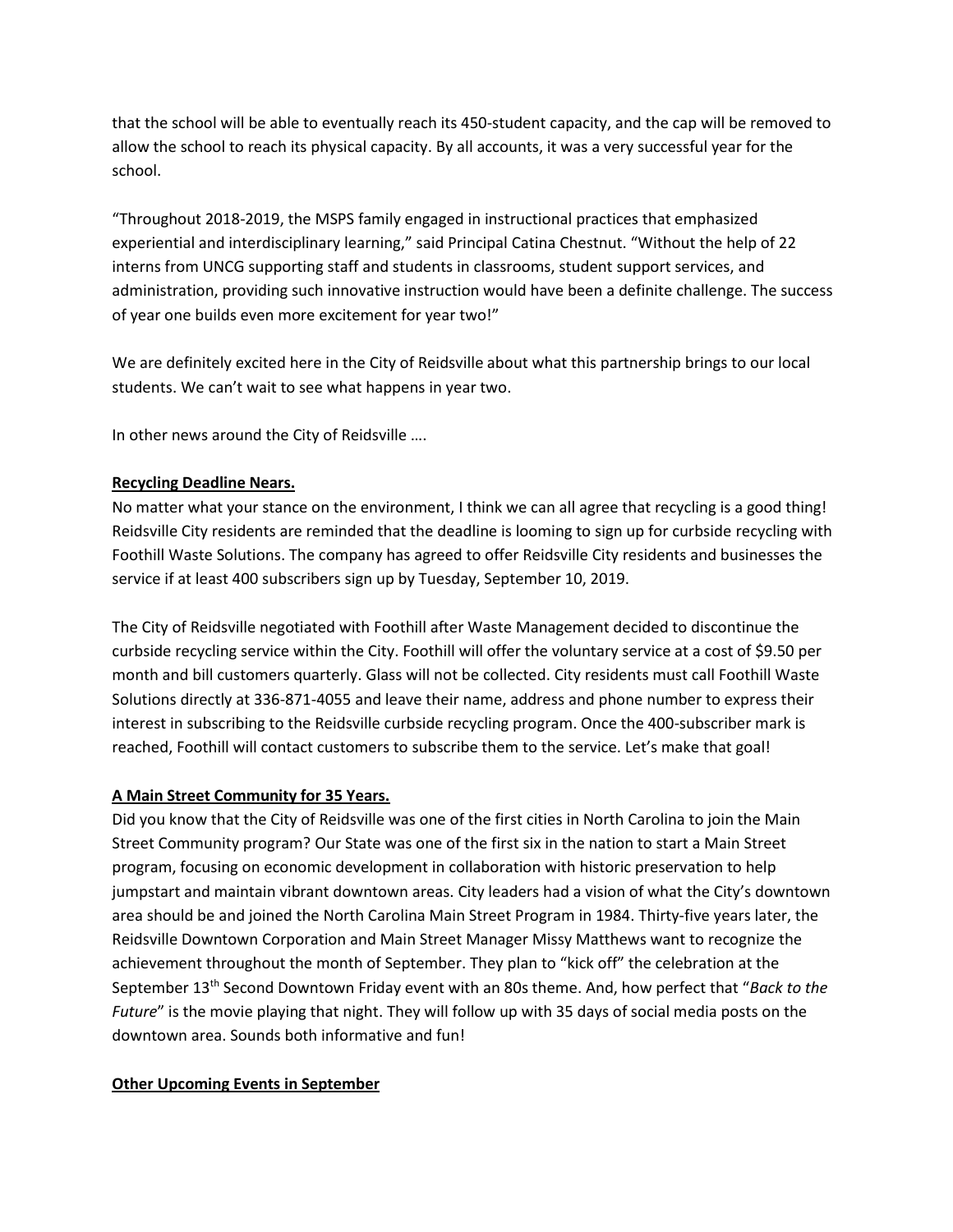that the school will be able to eventually reach its 450-student capacity, and the cap will be removed to allow the school to reach its physical capacity. By all accounts, it was a very successful year for the school.

"Throughout 2018-2019, the MSPS family engaged in instructional practices that emphasized experiential and interdisciplinary learning," said Principal Catina Chestnut. "Without the help of 22 interns from UNCG supporting staff and students in classrooms, student support services, and administration, providing such innovative instruction would have been a definite challenge. The success of year one builds even more excitement for year two!"

We are definitely excited here in the City of Reidsville about what this partnership brings to our local students. We can't wait to see what happens in year two.

In other news around the City of Reidsville ….

**Recycling Deadline Nears.**

No matter what your stance on the environment, I think we can all agree that recycling is a good thing! Reidsville City residents are reminded that the deadline is looming to sign up for curbside recycling with Foothill Waste Solutions. The company has agreed to offer Reidsville City residents and businesses the service if at least 400 subscribers sign up by Tuesday, September 10, 2019.

The City of Reidsville negotiated with Foothill after Waste Management decided to discontinue the curbside recycling service within the City. Foothill will offer the voluntary service at a cost of $9.50 per month and bill customers quarterly. Glass will not be collected. City residents must call Foothill Waste Solutions directly at 336-871-4055 and leave their name, address and phone number to express their interest in subscribing to the Reidsville curbside recycling program. Once the 400-subscriber mark is reached, Foothill will contact customers to subscribe them to the service. Let's make that goal!

**A Main Street Community for 35 Years.**

Did you know that the City of Reidsville was one of the first cities in North Carolina to join the Main Street Community program? Our State was one of the first six in the nation to start a Main Street program, focusing on economic development in collaboration with historic preservation to help jumpstart and maintain vibrant downtown areas. City leaders had a vision of what the City's downtown area should be and joined the North Carolina Main Street Program in 1984. Thirty-five years later, the Reidsville Downtown Corporation and Main Street Manager Missy Matthews want to recognize the achievement throughout the month of September. They plan to "kick off" the celebration at the September 13th Second Downtown Friday event with an 80s theme. And, how perfect that "*Back to the Future*" is the movie playing that night. They will follow up with 35 days of social media posts on the downtown area. Sounds both informative and fun!

**Other Upcoming Events in September**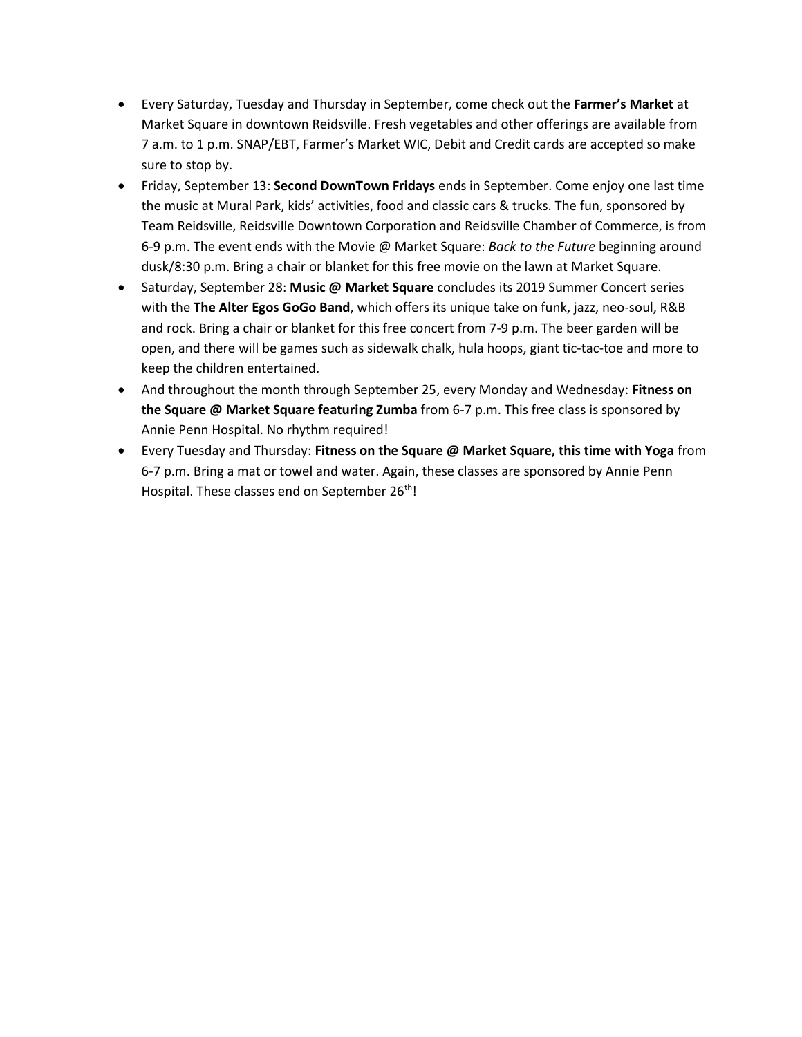- Every Saturday, Tuesday and Thursday in September, come check out the **Farmer's Market** at Market Square in downtown Reidsville. Fresh vegetables and other offerings are available from 7 a.m. to 1 p.m. SNAP/EBT, Farmer's Market WIC, Debit and Credit cards are accepted so make sure to stop by.
- Friday, September 13: **Second DownTown Fridays** ends in September. Come enjoy one last time the music at Mural Park, kids' activities, food and classic cars & trucks. The fun, sponsored by Team Reidsville, Reidsville Downtown Corporation and Reidsville Chamber of Commerce, is from 6-9 p.m. The event ends with the Movie @ Market Square: *Back to the Future* beginning around dusk/8:30 p.m. Bring a chair or blanket for this free movie on the lawn at Market Square.
- Saturday, September 28: **Music @ Market Square** concludes its 2019 Summer Concert series with the **The Alter Egos GoGo Band**, which offers its unique take on funk, jazz, neo-soul, R&B and rock. Bring a chair or blanket for this free concert from 7-9 p.m. The beer garden will be open, and there will be games such as sidewalk chalk, hula hoops, giant tic-tac-toe and more to keep the children entertained.
- And throughout the month through September 25, every Monday and Wednesday: **Fitness on the Square @ Market Square featuring Zumba** from 6-7 p.m. This free class is sponsored by Annie Penn Hospital. No rhythm required!
- Every Tuesday and Thursday: **Fitness on the Square @ Market Square, this time with Yoga** from 6-7 p.m. Bring a mat or towel and water. Again, these classes are sponsored by Annie Penn Hospital. These classes end on September 26th!